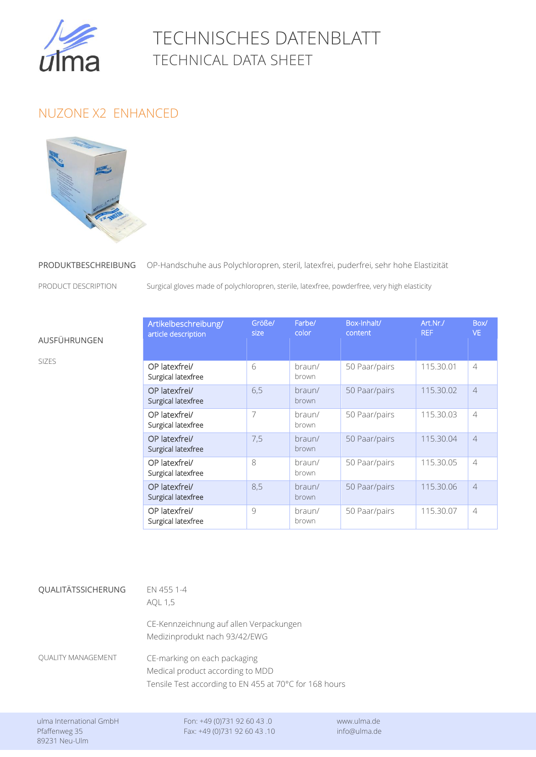# TECHNISCHES DATENBLATT
## TECHNICAL DATA SHEET

## NUZONE X2 ENHANCED

**PRODUKTBESCHREIBUNG** OP-Handschuhe aus Polychloropren, steril, latexfrei, puderfrei, sehr hohe Elastizität

PRODUCT DESCRIPTION Surgical gloves made of polychloropren, sterile, latexfree, powderfree, very high elasticity

**AUSFÜHRUNGEN**

SIZES

| Artikelbeschreibung/ article description | Größe/ size | Farbe/ color | Box-Inhalt/ content | Art.Nr./ REF | Box/ VE |
|---|---|---|---|---|---|
| OP latexfrei/ Surgical latexfree | 6 | braun/ brown | 50 Paar/pairs | 115.30.01 | 4 |
| OP latexfrei/ Surgical latexfree | 6,5 | braun/ brown | 50 Paar/pairs | 115.30.02 | 4 |
| OP latexfrei/ Surgical latexfree | 7 | braun/ brown | 50 Paar/pairs | 115.30.03 | 4 |
| OP latexfrei/ Surgical latexfree | 7,5 | braun/ brown | 50 Paar/pairs | 115.30.04 | 4 |
| OP latexfrei/ Surgical latexfree | 8 | braun/ brown | 50 Paar/pairs | 115.30.05 | 4 |
| OP latexfrei/ Surgical latexfree | 8,5 | braun/ brown | 50 Paar/pairs | 115.30.06 | 4 |
| OP latexfrei/ Surgical latexfree | 9 | braun/ brown | 50 Paar/pairs | 115.30.07 | 4 |

**QUALITÄTSSICHERUNG**

EN 455 1-4
AQL 1,5

CE-Kennzeichnung auf allen Verpackungen
Medizinprodukt nach 93/42/EWG

QUALITY MANAGEMENT

CE-marking on each packaging
Medical product according to MDD
Tensile Test according to EN 455 at 70°C for 168 hours

ulma International GmbH
Pfaffenweg 35
89231 Neu-Ulm

Fon: +49 (0)731 92 60 43 .0
Fax: +49 (0)731 92 60 43 .10

www.ulma.de
info@ulma.de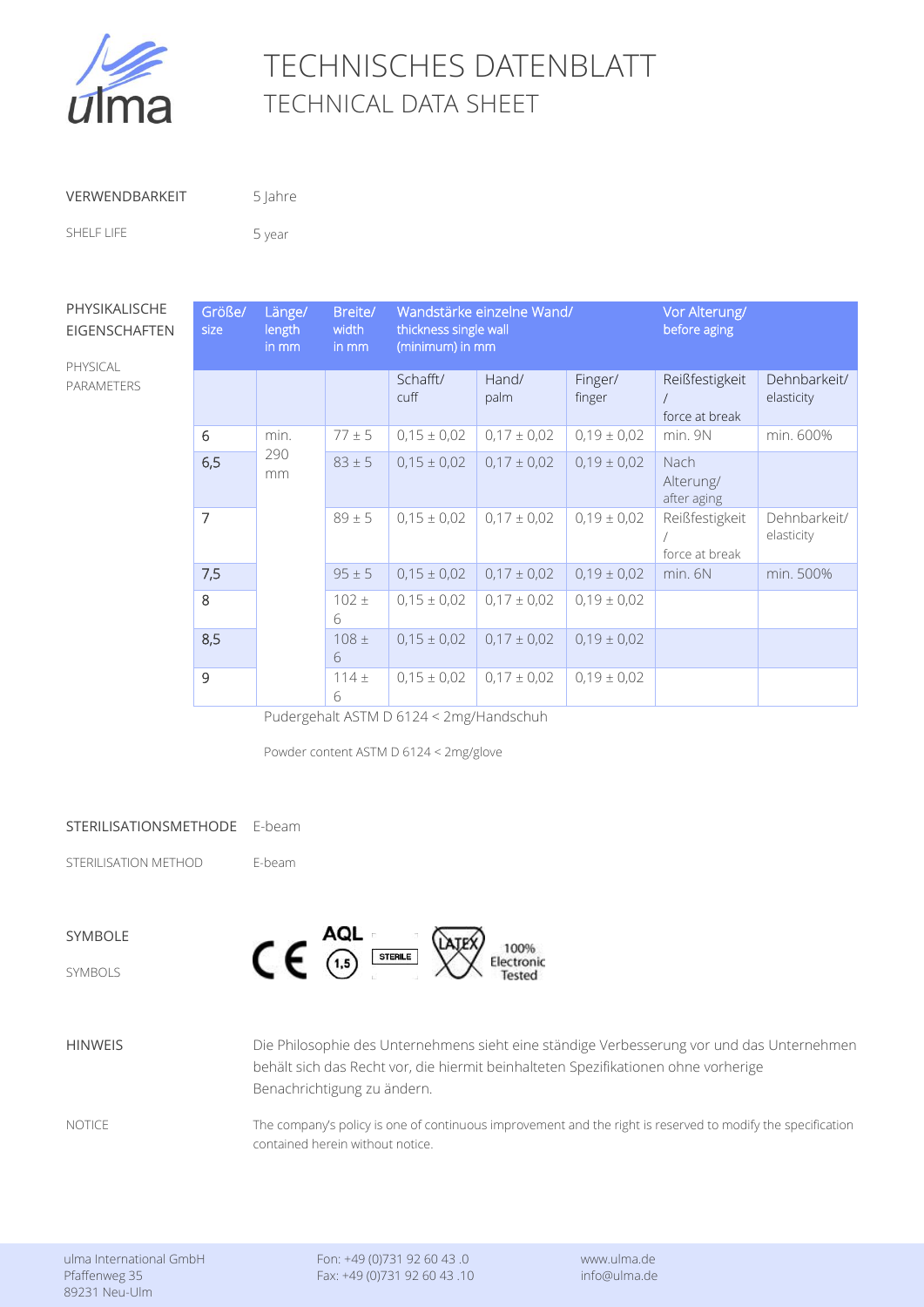# TECHNISCHES DATENBLATT
## TECHNICAL DATA SHEET

VERWENDBARKEIT 5 Jahre

SHELF LIFE 5 year

PHYSIKALISCHE EIGENSCHAFTEN

PHYSICAL PARAMETERS

| Größe/ size | Länge/ length in mm | Breite/ width in mm | Wandstärke einzelne Wand/ thickness single wall (minimum) in mm | | | Vor Alterung/ before aging | |
|---|---|---|---|---|---|---|---|
| | | | Schafft/ cuff | Hand/ palm | Finger/ finger | Reißfestigkeit / force at break | Dehnbarkeit/ elasticity |
| 6 | min. 290 mm | 77 ± 5 | 0,15 ± 0,02 | 0,17 ± 0,02 | 0,19 ± 0,02 | min. 9N | min. 600% |
| 6,5 | | 83 ± 5 | 0,15 ± 0,02 | 0,17 ± 0,02 | 0,19 ± 0,02 | Nach Alterung/ after aging | |
| 7 | | 89 ± 5 | 0,15 ± 0,02 | 0,17 ± 0,02 | 0,19 ± 0,02 | Reißfestigkeit / force at break | Dehnbarkeit/ elasticity |
| 7,5 | | 95 ± 5 | 0,15 ± 0,02 | 0,17 ± 0,02 | 0,19 ± 0,02 | min. 6N | min. 500% |
| 8 | | 102 ± 6 | 0,15 ± 0,02 | 0,17 ± 0,02 | 0,19 ± 0,02 | | |
| 8,5 | | 108 ± 6 | 0,15 ± 0,02 | 0,17 ± 0,02 | 0,19 ± 0,02 | | |
| 9 | | 114 ± 6 | 0,15 ± 0,02 | 0,17 ± 0,02 | 0,19 ± 0,02 | | |

Pudergehalt ASTM D 6124 < 2mg/Handschuh

Powder content ASTM D 6124 < 2mg/glove

STERILISATIONSMETHODE E-beam

STERILISATION METHOD E-beam

SYMBOLE

SYMBOLS

CE AQL 1,5 STERILE LATEX 100% Electronic Tested

HINWEIS

Die Philosophie des Unternehmens sieht eine ständige Verbesserung vor und das Unternehmen behält sich das Recht vor, die hiermit beinhalteten Spezifikationen ohne vorherige Benachrichtigung zu ändern.

NOTICE

The company's policy is one of continuous improvement and the right is reserved to modify the specification contained herein without notice.

ulma International GmbH
Pfaffenweg 35
89231 Neu-Ulm

Fon: +49 (0)731 92 60 43 .0
Fax: +49 (0)731 92 60 43 .10

www.ulma.de
info@ulma.de